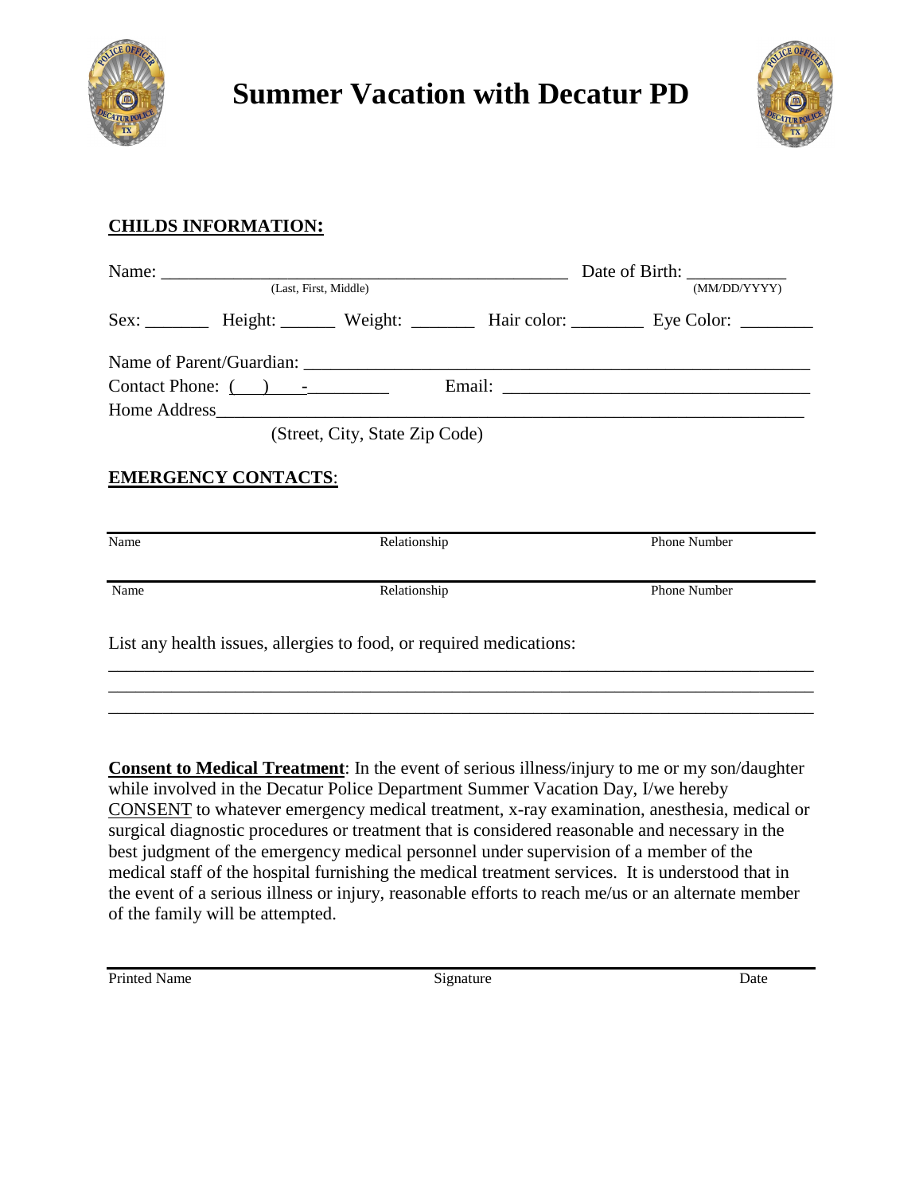# Summer Vacation with Decatur PD

**CHILDS INFORMATION:**

Name: _____________________________________________ Date of Birth: ___________
(Last, First, Middle) (MM/DD/YYYY)

Sex: _______ Height: ______ Weight: _______ Hair color: ________ Eye Color: ________

Name of Parent/Guardian: _______________________________________________________

Contact Phone: ( ) - _________ Email: _________________________________

Home Address_____________________________________________________________

(Street, City, State Zip Code)

**EMERGENCY CONTACTS**:

| Name | Relationship | Phone Number |
|---|---|---|
| Name | Relationship | Phone Number |

List any health issues, allergies to food, or required medications:

_______________________________________________________________________________

_______________________________________________________________________________

_______________________________________________________________________________

**Consent to Medical Treatment**: In the event of serious illness/injury to me or my son/daughter while involved in the Decatur Police Department Summer Vacation Day, I/we hereby CONSENT to whatever emergency medical treatment, x-ray examination, anesthesia, medical or surgical diagnostic procedures or treatment that is considered reasonable and necessary in the best judgment of the emergency medical personnel under supervision of a member of the medical staff of the hospital furnishing the medical treatment services. It is understood that in the event of a serious illness or injury, reasonable efforts to reach me/us or an alternate member of the family will be attempted.

| Printed Name | Signature | Date |
|---|---|---|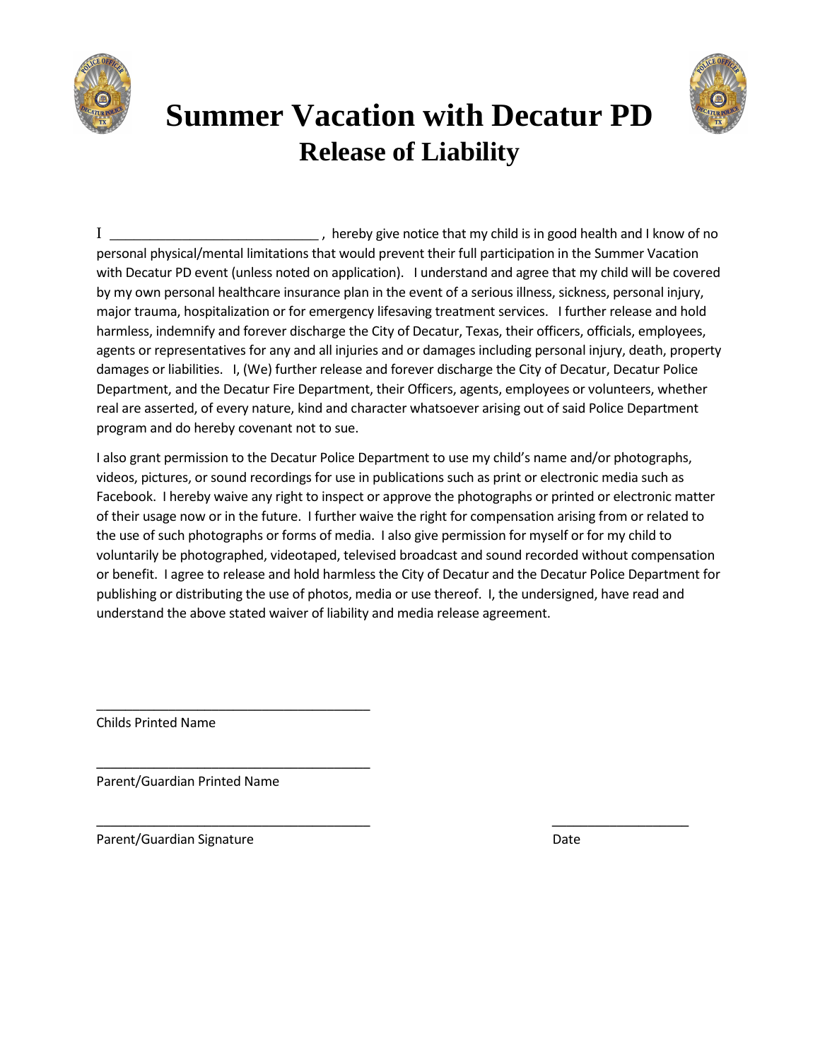# Summer Vacation with Decatur PD

## Release of Liability

I ____________________________ , hereby give notice that my child is in good health and I know of no personal physical/mental limitations that would prevent their full participation in the Summer Vacation with Decatur PD event (unless noted on application). I understand and agree that my child will be covered by my own personal healthcare insurance plan in the event of a serious illness, sickness, personal injury, major trauma, hospitalization or for emergency lifesaving treatment services. I further release and hold harmless, indemnify and forever discharge the City of Decatur, Texas, their officers, officials, employees, agents or representatives for any and all injuries and or damages including personal injury, death, property damages or liabilities. I, (We) further release and forever discharge the City of Decatur, Decatur Police Department, and the Decatur Fire Department, their Officers, agents, employees or volunteers, whether real are asserted, of every nature, kind and character whatsoever arising out of said Police Department program and do hereby covenant not to sue.

I also grant permission to the Decatur Police Department to use my child's name and/or photographs, videos, pictures, or sound recordings for use in publications such as print or electronic media such as Facebook. I hereby waive any right to inspect or approve the photographs or printed or electronic matter of their usage now or in the future. I further waive the right for compensation arising from or related to the use of such photographs or forms of media. I also give permission for myself or for my child to voluntarily be photographed, videotaped, televised broadcast and sound recorded without compensation or benefit. I agree to release and hold harmless the City of Decatur and the Decatur Police Department for publishing or distributing the use of photos, media or use thereof. I, the undersigned, have read and understand the above stated waiver of liability and media release agreement.

_____________________________________

Childs Printed Name

_____________________________________

Parent/Guardian Printed Name

_____________________________________ __________________

Parent/Guardian Signature Date